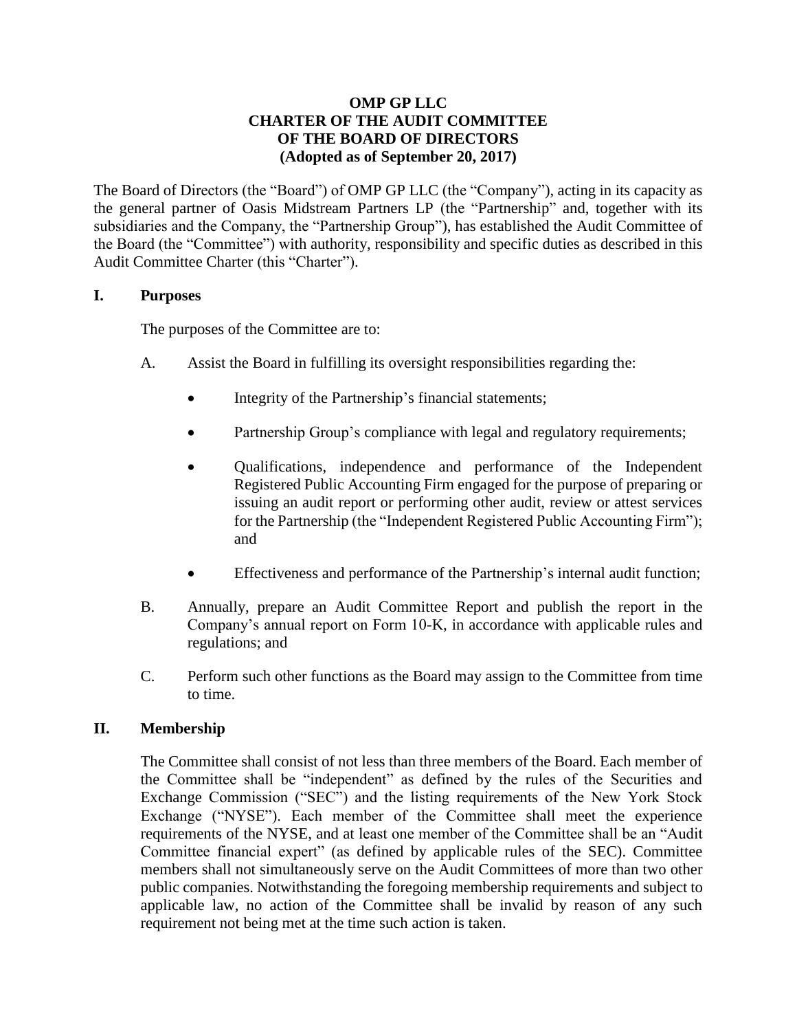# OMP GP LLC
# CHARTER OF THE AUDIT COMMITTEE
# OF THE BOARD OF DIRECTORS
# (Adopted as of September 20, 2017)

The Board of Directors (the "Board") of OMP GP LLC (the "Company"), acting in its capacity as the general partner of Oasis Midstream Partners LP (the "Partnership" and, together with its subsidiaries and the Company, the "Partnership Group"), has established the Audit Committee of the Board (the "Committee") with authority, responsibility and specific duties as described in this Audit Committee Charter (this "Charter").

## I. Purposes

The purposes of the Committee are to:

A. Assist the Board in fulfilling its oversight responsibilities regarding the:

- Integrity of the Partnership's financial statements;
- Partnership Group's compliance with legal and regulatory requirements;
- Qualifications, independence and performance of the Independent Registered Public Accounting Firm engaged for the purpose of preparing or issuing an audit report or performing other audit, review or attest services for the Partnership (the "Independent Registered Public Accounting Firm"); and
- Effectiveness and performance of the Partnership's internal audit function;

B. Annually, prepare an Audit Committee Report and publish the report in the Company's annual report on Form 10-K, in accordance with applicable rules and regulations; and

C. Perform such other functions as the Board may assign to the Committee from time to time.

## II. Membership

The Committee shall consist of not less than three members of the Board. Each member of the Committee shall be "independent" as defined by the rules of the Securities and Exchange Commission ("SEC") and the listing requirements of the New York Stock Exchange ("NYSE"). Each member of the Committee shall meet the experience requirements of the NYSE, and at least one member of the Committee shall be an "Audit Committee financial expert" (as defined by applicable rules of the SEC). Committee members shall not simultaneously serve on the Audit Committees of more than two other public companies. Notwithstanding the foregoing membership requirements and subject to applicable law, no action of the Committee shall be invalid by reason of any such requirement not being met at the time such action is taken.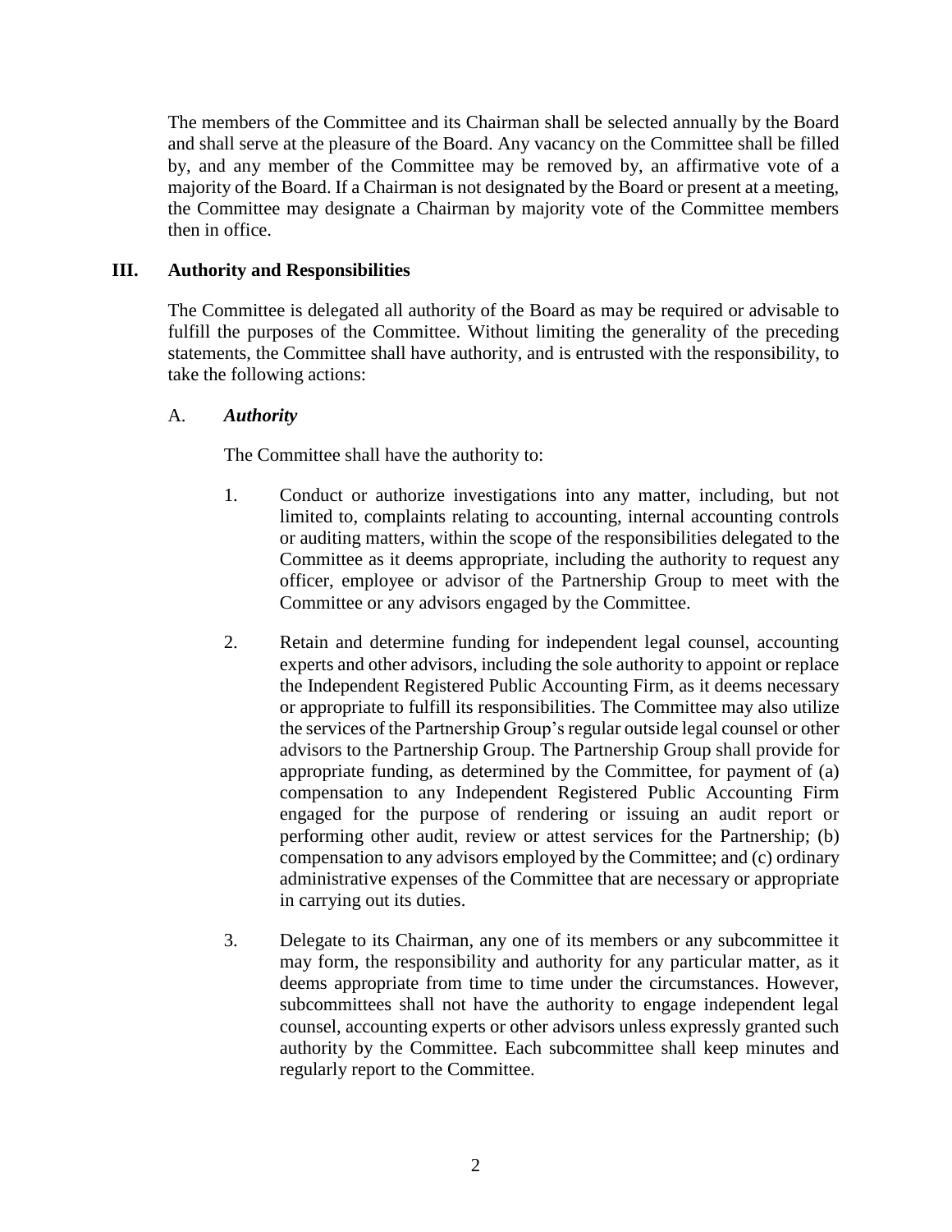The members of the Committee and its Chairman shall be selected annually by the Board and shall serve at the pleasure of the Board. Any vacancy on the Committee shall be filled by, and any member of the Committee may be removed by, an affirmative vote of a majority of the Board. If a Chairman is not designated by the Board or present at a meeting, the Committee may designate a Chairman by majority vote of the Committee members then in office.

## III. Authority and Responsibilities

The Committee is delegated all authority of the Board as may be required or advisable to fulfill the purposes of the Committee. Without limiting the generality of the preceding statements, the Committee shall have authority, and is entrusted with the responsibility, to take the following actions:

### A. *Authority*

The Committee shall have the authority to:

1. Conduct or authorize investigations into any matter, including, but not limited to, complaints relating to accounting, internal accounting controls or auditing matters, within the scope of the responsibilities delegated to the Committee as it deems appropriate, including the authority to request any officer, employee or advisor of the Partnership Group to meet with the Committee or any advisors engaged by the Committee.

2. Retain and determine funding for independent legal counsel, accounting experts and other advisors, including the sole authority to appoint or replace the Independent Registered Public Accounting Firm, as it deems necessary or appropriate to fulfill its responsibilities. The Committee may also utilize the services of the Partnership Group's regular outside legal counsel or other advisors to the Partnership Group. The Partnership Group shall provide for appropriate funding, as determined by the Committee, for payment of (a) compensation to any Independent Registered Public Accounting Firm engaged for the purpose of rendering or issuing an audit report or performing other audit, review or attest services for the Partnership; (b) compensation to any advisors employed by the Committee; and (c) ordinary administrative expenses of the Committee that are necessary or appropriate in carrying out its duties.

3. Delegate to its Chairman, any one of its members or any subcommittee it may form, the responsibility and authority for any particular matter, as it deems appropriate from time to time under the circumstances. However, subcommittees shall not have the authority to engage independent legal counsel, accounting experts or other advisors unless expressly granted such authority by the Committee. Each subcommittee shall keep minutes and regularly report to the Committee.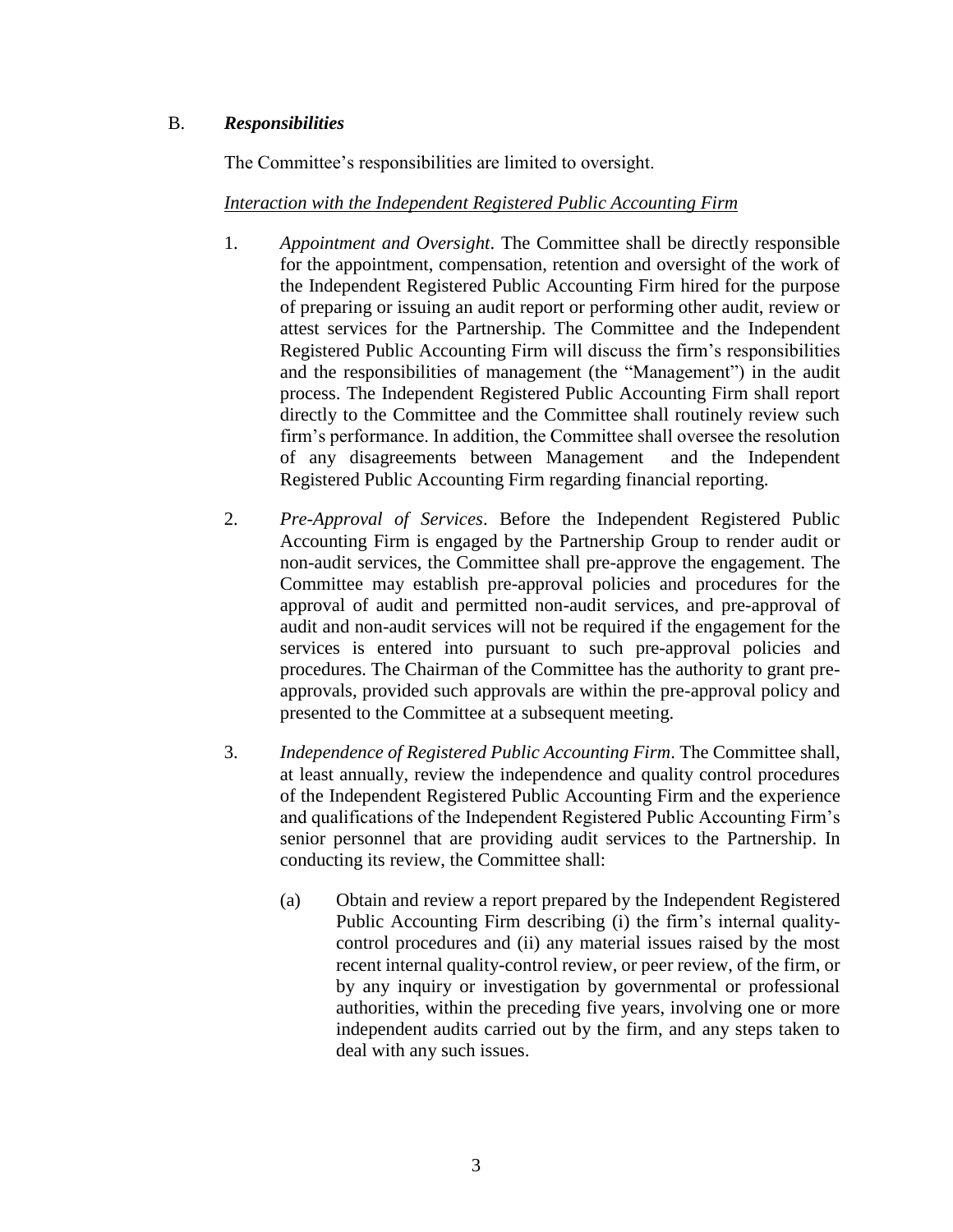## B. ***Responsibilities***

The Committee's responsibilities are limited to oversight.

*Interaction with the Independent Registered Public Accounting Firm*

1. *Appointment and Oversight*. The Committee shall be directly responsible for the appointment, compensation, retention and oversight of the work of the Independent Registered Public Accounting Firm hired for the purpose of preparing or issuing an audit report or performing other audit, review or attest services for the Partnership. The Committee and the Independent Registered Public Accounting Firm will discuss the firm's responsibilities and the responsibilities of management (the "Management") in the audit process. The Independent Registered Public Accounting Firm shall report directly to the Committee and the Committee shall routinely review such firm's performance. In addition, the Committee shall oversee the resolution of any disagreements between Management and the Independent Registered Public Accounting Firm regarding financial reporting.

2. *Pre-Approval of Services*. Before the Independent Registered Public Accounting Firm is engaged by the Partnership Group to render audit or non-audit services, the Committee shall pre-approve the engagement. The Committee may establish pre-approval policies and procedures for the approval of audit and permitted non-audit services, and pre-approval of audit and non-audit services will not be required if the engagement for the services is entered into pursuant to such pre-approval policies and procedures. The Chairman of the Committee has the authority to grant pre-approvals, provided such approvals are within the pre-approval policy and presented to the Committee at a subsequent meeting.

3. *Independence of Registered Public Accounting Firm*. The Committee shall, at least annually, review the independence and quality control procedures of the Independent Registered Public Accounting Firm and the experience and qualifications of the Independent Registered Public Accounting Firm's senior personnel that are providing audit services to the Partnership. In conducting its review, the Committee shall:

   (a) Obtain and review a report prepared by the Independent Registered Public Accounting Firm describing (i) the firm's internal quality-control procedures and (ii) any material issues raised by the most recent internal quality-control review, or peer review, of the firm, or by any inquiry or investigation by governmental or professional authorities, within the preceding five years, involving one or more independent audits carried out by the firm, and any steps taken to deal with any such issues.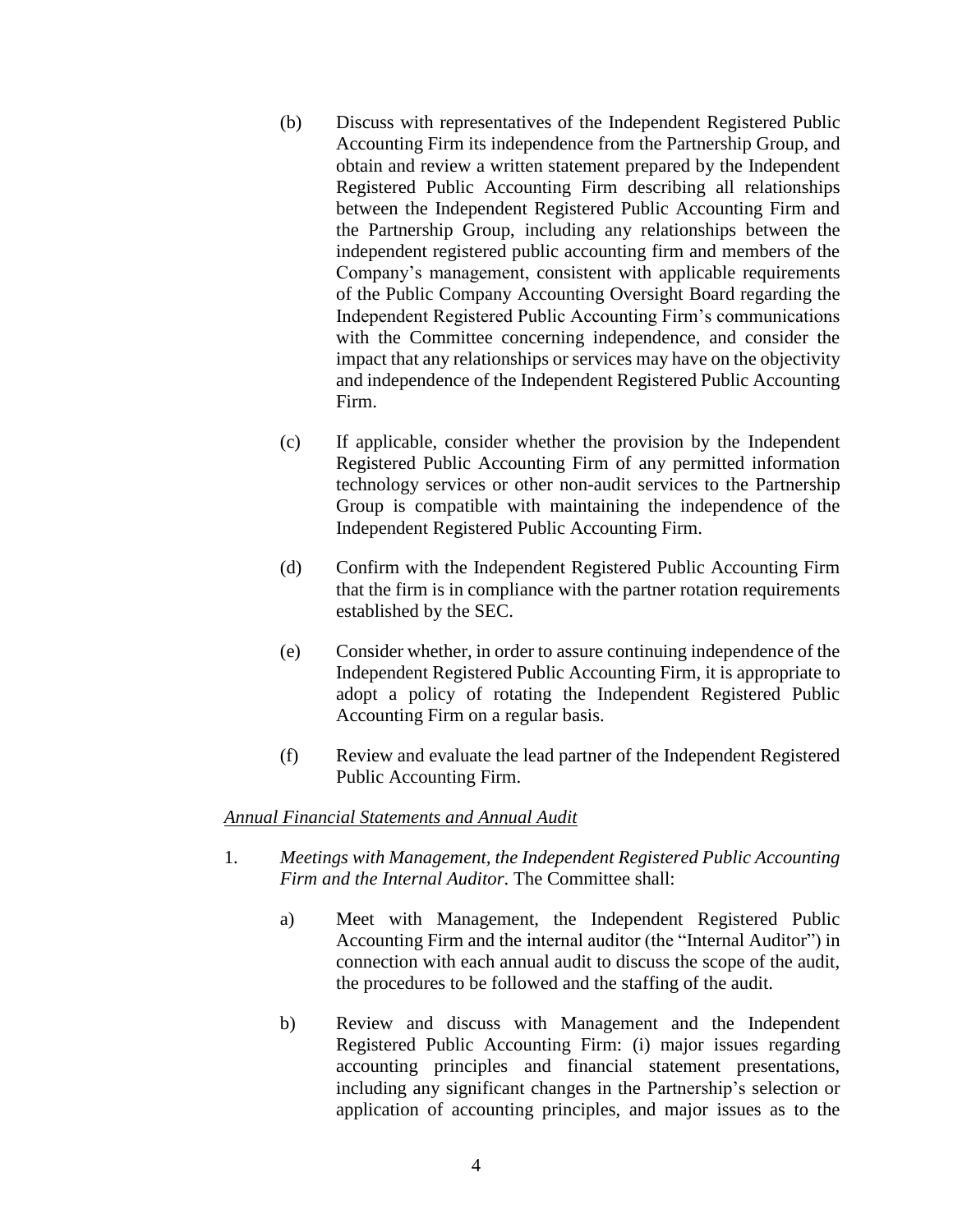(b) Discuss with representatives of the Independent Registered Public Accounting Firm its independence from the Partnership Group, and obtain and review a written statement prepared by the Independent Registered Public Accounting Firm describing all relationships between the Independent Registered Public Accounting Firm and the Partnership Group, including any relationships between the independent registered public accounting firm and members of the Company's management, consistent with applicable requirements of the Public Company Accounting Oversight Board regarding the Independent Registered Public Accounting Firm's communications with the Committee concerning independence, and consider the impact that any relationships or services may have on the objectivity and independence of the Independent Registered Public Accounting Firm.

(c) If applicable, consider whether the provision by the Independent Registered Public Accounting Firm of any permitted information technology services or other non-audit services to the Partnership Group is compatible with maintaining the independence of the Independent Registered Public Accounting Firm.

(d) Confirm with the Independent Registered Public Accounting Firm that the firm is in compliance with the partner rotation requirements established by the SEC.

(e) Consider whether, in order to assure continuing independence of the Independent Registered Public Accounting Firm, it is appropriate to adopt a policy of rotating the Independent Registered Public Accounting Firm on a regular basis.

(f) Review and evaluate the lead partner of the Independent Registered Public Accounting Firm.

<u>*Annual Financial Statements and Annual Audit*</u>

1. *Meetings with Management, the Independent Registered Public Accounting Firm and the Internal Auditor*. The Committee shall:

   a) Meet with Management, the Independent Registered Public Accounting Firm and the internal auditor (the "Internal Auditor") in connection with each annual audit to discuss the scope of the audit, the procedures to be followed and the staffing of the audit.

   b) Review and discuss with Management and the Independent Registered Public Accounting Firm: (i) major issues regarding accounting principles and financial statement presentations, including any significant changes in the Partnership's selection or application of accounting principles, and major issues as to the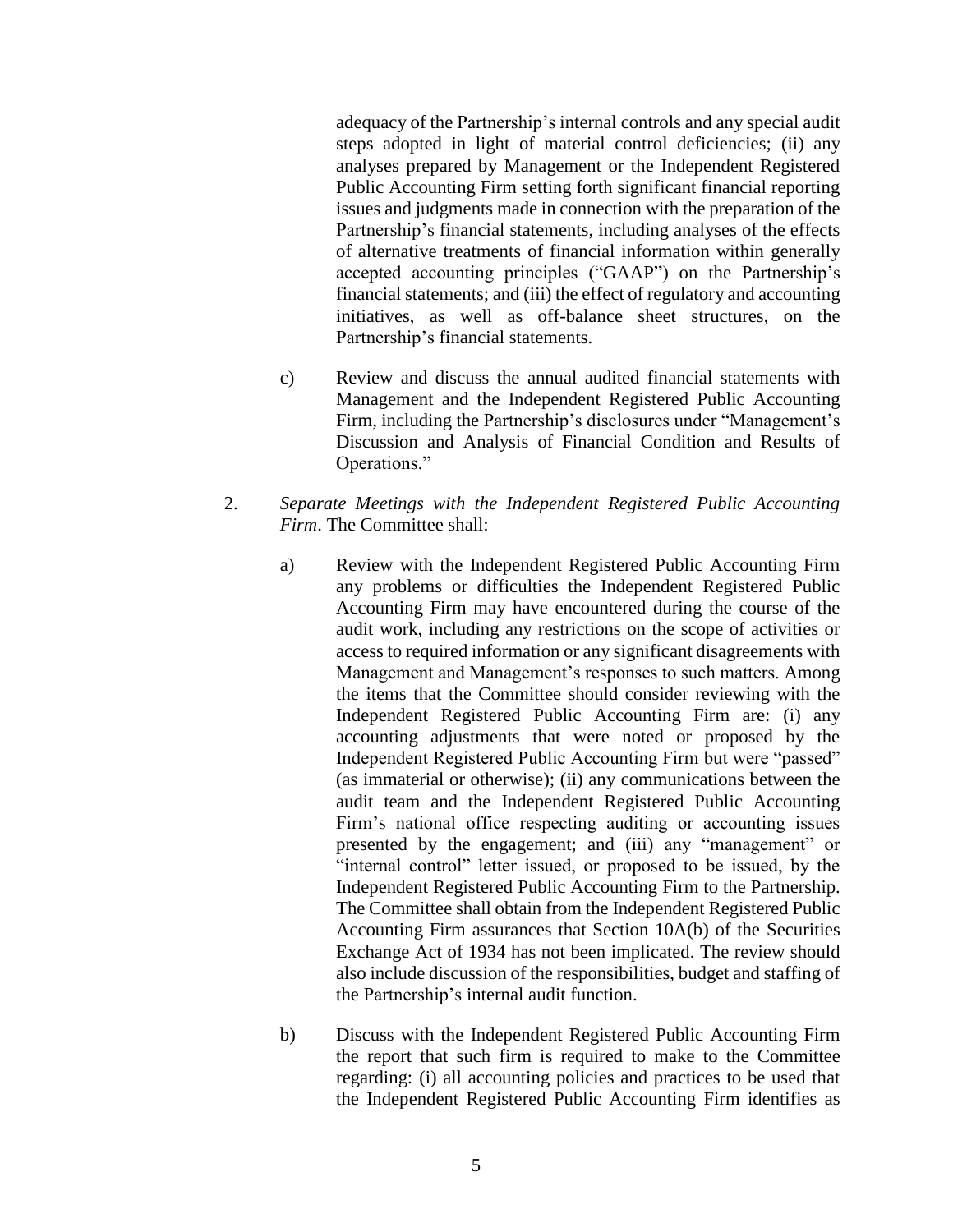adequacy of the Partnership's internal controls and any special audit steps adopted in light of material control deficiencies; (ii) any analyses prepared by Management or the Independent Registered Public Accounting Firm setting forth significant financial reporting issues and judgments made in connection with the preparation of the Partnership's financial statements, including analyses of the effects of alternative treatments of financial information within generally accepted accounting principles ("GAAP") on the Partnership's financial statements; and (iii) the effect of regulatory and accounting initiatives, as well as off-balance sheet structures, on the Partnership's financial statements.

c) Review and discuss the annual audited financial statements with Management and the Independent Registered Public Accounting Firm, including the Partnership's disclosures under "Management's Discussion and Analysis of Financial Condition and Results of Operations."

2. *Separate Meetings with the Independent Registered Public Accounting Firm*. The Committee shall:

a) Review with the Independent Registered Public Accounting Firm any problems or difficulties the Independent Registered Public Accounting Firm may have encountered during the course of the audit work, including any restrictions on the scope of activities or access to required information or any significant disagreements with Management and Management's responses to such matters. Among the items that the Committee should consider reviewing with the Independent Registered Public Accounting Firm are: (i) any accounting adjustments that were noted or proposed by the Independent Registered Public Accounting Firm but were "passed" (as immaterial or otherwise); (ii) any communications between the audit team and the Independent Registered Public Accounting Firm's national office respecting auditing or accounting issues presented by the engagement; and (iii) any "management" or "internal control" letter issued, or proposed to be issued, by the Independent Registered Public Accounting Firm to the Partnership. The Committee shall obtain from the Independent Registered Public Accounting Firm assurances that Section 10A(b) of the Securities Exchange Act of 1934 has not been implicated. The review should also include discussion of the responsibilities, budget and staffing of the Partnership's internal audit function.

b) Discuss with the Independent Registered Public Accounting Firm the report that such firm is required to make to the Committee regarding: (i) all accounting policies and practices to be used that the Independent Registered Public Accounting Firm identifies as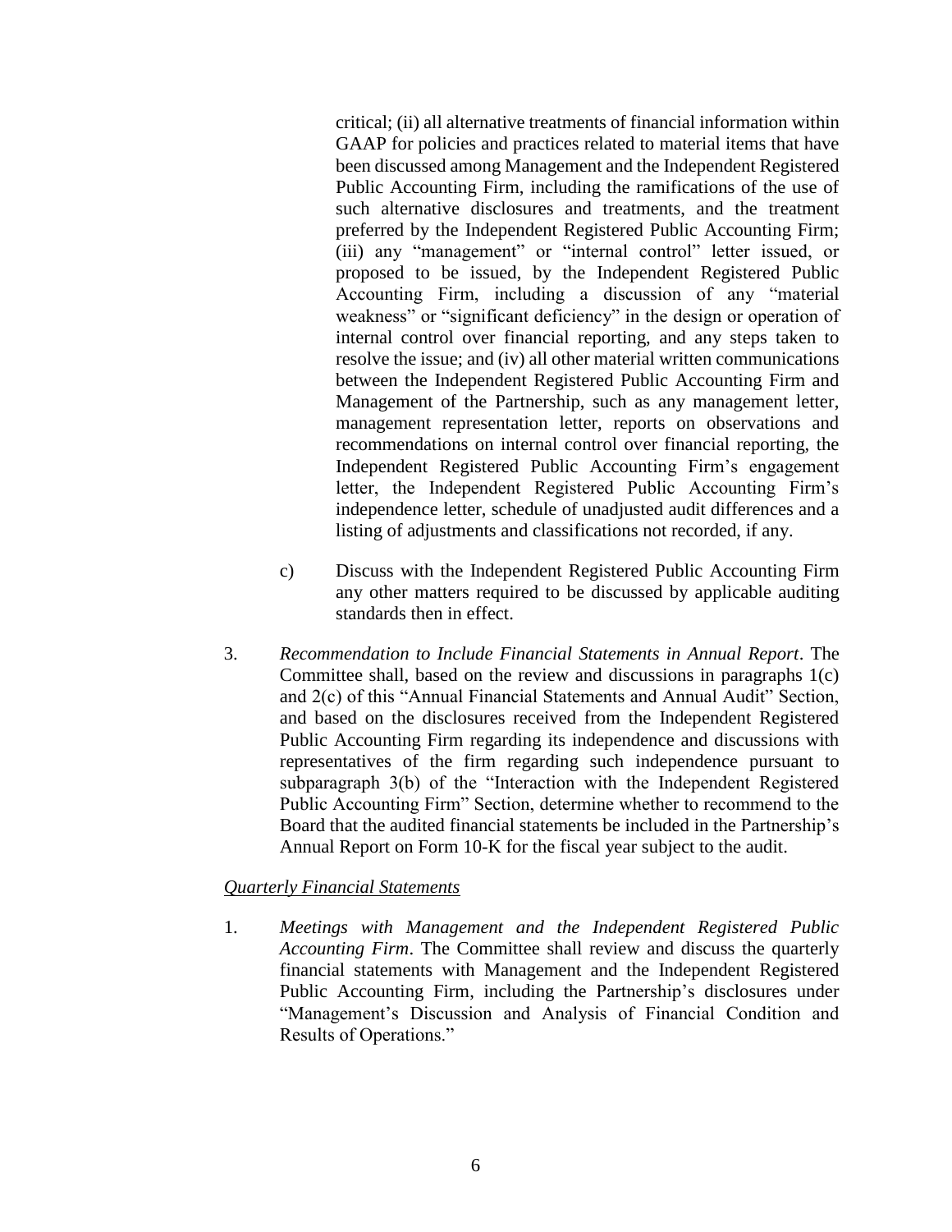critical; (ii) all alternative treatments of financial information within GAAP for policies and practices related to material items that have been discussed among Management and the Independent Registered Public Accounting Firm, including the ramifications of the use of such alternative disclosures and treatments, and the treatment preferred by the Independent Registered Public Accounting Firm; (iii) any "management" or "internal control" letter issued, or proposed to be issued, by the Independent Registered Public Accounting Firm, including a discussion of any "material weakness" or "significant deficiency" in the design or operation of internal control over financial reporting, and any steps taken to resolve the issue; and (iv) all other material written communications between the Independent Registered Public Accounting Firm and Management of the Partnership, such as any management letter, management representation letter, reports on observations and recommendations on internal control over financial reporting, the Independent Registered Public Accounting Firm's engagement letter, the Independent Registered Public Accounting Firm's independence letter, schedule of unadjusted audit differences and a listing of adjustments and classifications not recorded, if any.

c) Discuss with the Independent Registered Public Accounting Firm any other matters required to be discussed by applicable auditing standards then in effect.

3. *Recommendation to Include Financial Statements in Annual Report*. The Committee shall, based on the review and discussions in paragraphs 1(c) and 2(c) of this "Annual Financial Statements and Annual Audit" Section, and based on the disclosures received from the Independent Registered Public Accounting Firm regarding its independence and discussions with representatives of the firm regarding such independence pursuant to subparagraph 3(b) of the "Interaction with the Independent Registered Public Accounting Firm" Section, determine whether to recommend to the Board that the audited financial statements be included in the Partnership's Annual Report on Form 10-K for the fiscal year subject to the audit.

*Quarterly Financial Statements*

1. *Meetings with Management and the Independent Registered Public Accounting Firm*. The Committee shall review and discuss the quarterly financial statements with Management and the Independent Registered Public Accounting Firm, including the Partnership's disclosures under "Management's Discussion and Analysis of Financial Condition and Results of Operations."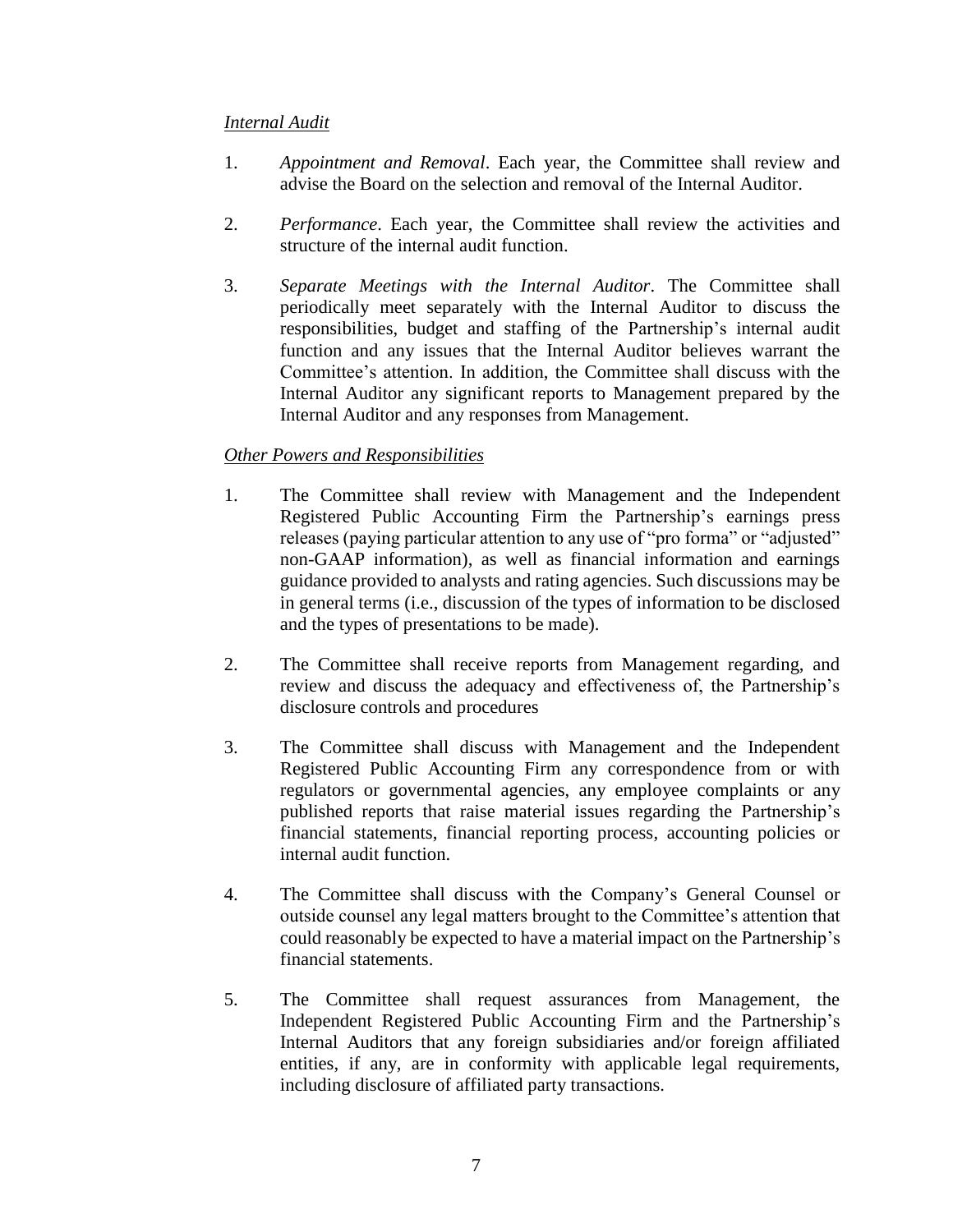*Internal Audit*

1. *Appointment and Removal*. Each year, the Committee shall review and advise the Board on the selection and removal of the Internal Auditor.

2. *Performance*. Each year, the Committee shall review the activities and structure of the internal audit function.

3. *Separate Meetings with the Internal Auditor*. The Committee shall periodically meet separately with the Internal Auditor to discuss the responsibilities, budget and staffing of the Partnership's internal audit function and any issues that the Internal Auditor believes warrant the Committee's attention. In addition, the Committee shall discuss with the Internal Auditor any significant reports to Management prepared by the Internal Auditor and any responses from Management.

*Other Powers and Responsibilities*

1. The Committee shall review with Management and the Independent Registered Public Accounting Firm the Partnership's earnings press releases (paying particular attention to any use of "pro forma" or "adjusted" non-GAAP information), as well as financial information and earnings guidance provided to analysts and rating agencies. Such discussions may be in general terms (i.e., discussion of the types of information to be disclosed and the types of presentations to be made).

2. The Committee shall receive reports from Management regarding, and review and discuss the adequacy and effectiveness of, the Partnership's disclosure controls and procedures

3. The Committee shall discuss with Management and the Independent Registered Public Accounting Firm any correspondence from or with regulators or governmental agencies, any employee complaints or any published reports that raise material issues regarding the Partnership's financial statements, financial reporting process, accounting policies or internal audit function.

4. The Committee shall discuss with the Company's General Counsel or outside counsel any legal matters brought to the Committee's attention that could reasonably be expected to have a material impact on the Partnership's financial statements.

5. The Committee shall request assurances from Management, the Independent Registered Public Accounting Firm and the Partnership's Internal Auditors that any foreign subsidiaries and/or foreign affiliated entities, if any, are in conformity with applicable legal requirements, including disclosure of affiliated party transactions.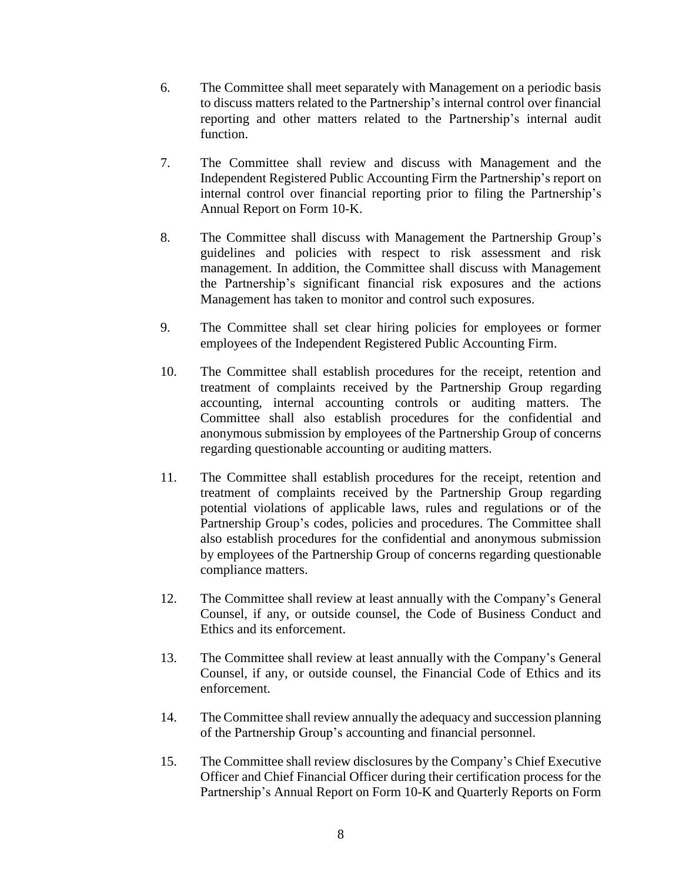6. The Committee shall meet separately with Management on a periodic basis to discuss matters related to the Partnership's internal control over financial reporting and other matters related to the Partnership's internal audit function.

7. The Committee shall review and discuss with Management and the Independent Registered Public Accounting Firm the Partnership's report on internal control over financial reporting prior to filing the Partnership's Annual Report on Form 10-K.

8. The Committee shall discuss with Management the Partnership Group's guidelines and policies with respect to risk assessment and risk management. In addition, the Committee shall discuss with Management the Partnership's significant financial risk exposures and the actions Management has taken to monitor and control such exposures.

9. The Committee shall set clear hiring policies for employees or former employees of the Independent Registered Public Accounting Firm.

10. The Committee shall establish procedures for the receipt, retention and treatment of complaints received by the Partnership Group regarding accounting, internal accounting controls or auditing matters. The Committee shall also establish procedures for the confidential and anonymous submission by employees of the Partnership Group of concerns regarding questionable accounting or auditing matters.

11. The Committee shall establish procedures for the receipt, retention and treatment of complaints received by the Partnership Group regarding potential violations of applicable laws, rules and regulations or of the Partnership Group's codes, policies and procedures. The Committee shall also establish procedures for the confidential and anonymous submission by employees of the Partnership Group of concerns regarding questionable compliance matters.

12. The Committee shall review at least annually with the Company's General Counsel, if any, or outside counsel, the Code of Business Conduct and Ethics and its enforcement.

13. The Committee shall review at least annually with the Company's General Counsel, if any, or outside counsel, the Financial Code of Ethics and its enforcement.

14. The Committee shall review annually the adequacy and succession planning of the Partnership Group's accounting and financial personnel.

15. The Committee shall review disclosures by the Company's Chief Executive Officer and Chief Financial Officer during their certification process for the Partnership's Annual Report on Form 10-K and Quarterly Reports on Form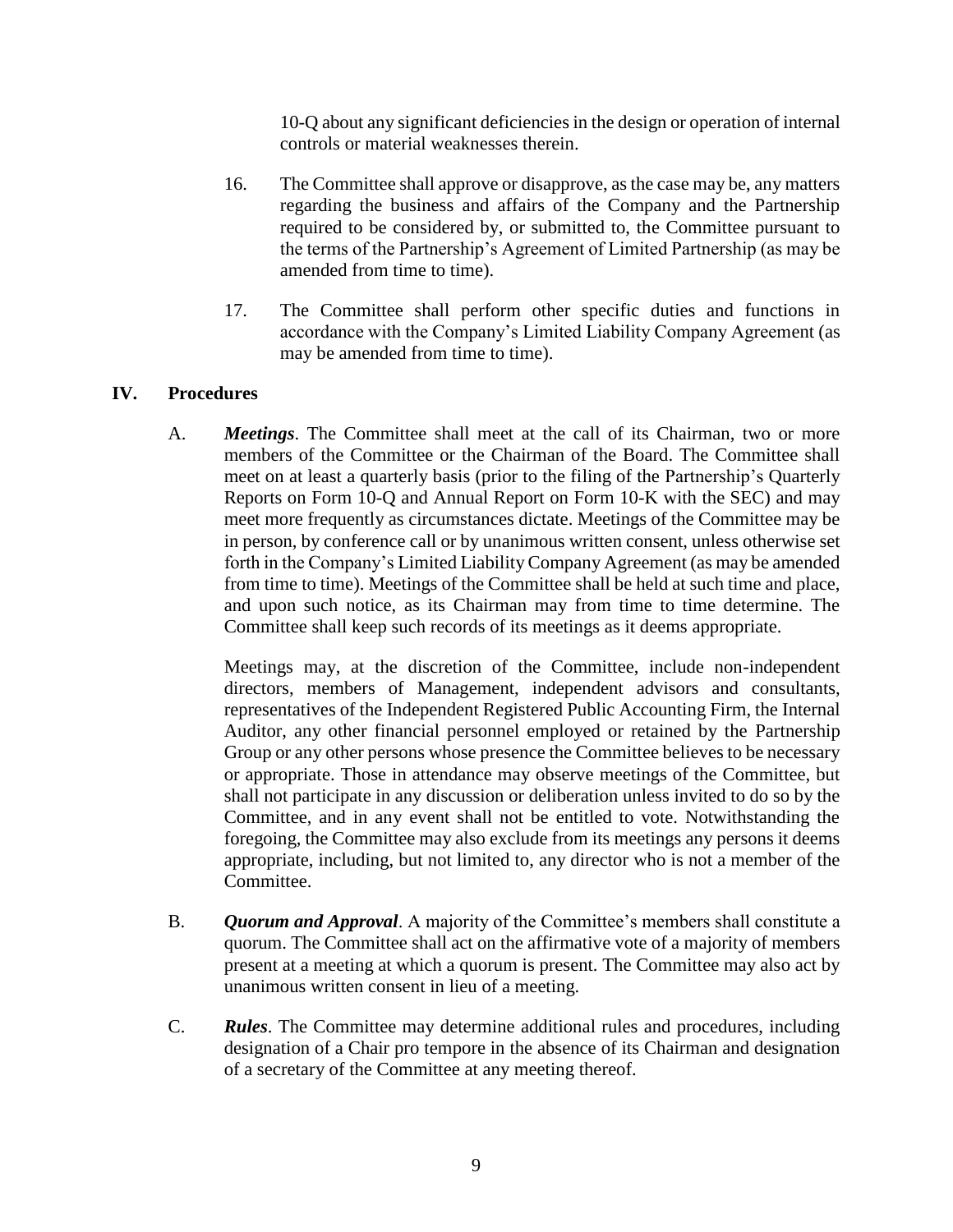10-Q about any significant deficiencies in the design or operation of internal controls or material weaknesses therein.

16. The Committee shall approve or disapprove, as the case may be, any matters regarding the business and affairs of the Company and the Partnership required to be considered by, or submitted to, the Committee pursuant to the terms of the Partnership's Agreement of Limited Partnership (as may be amended from time to time).

17. The Committee shall perform other specific duties and functions in accordance with the Company's Limited Liability Company Agreement (as may be amended from time to time).

## IV. Procedures

A. ***Meetings***. The Committee shall meet at the call of its Chairman, two or more members of the Committee or the Chairman of the Board. The Committee shall meet on at least a quarterly basis (prior to the filing of the Partnership's Quarterly Reports on Form 10-Q and Annual Report on Form 10-K with the SEC) and may meet more frequently as circumstances dictate. Meetings of the Committee may be in person, by conference call or by unanimous written consent, unless otherwise set forth in the Company's Limited Liability Company Agreement (as may be amended from time to time). Meetings of the Committee shall be held at such time and place, and upon such notice, as its Chairman may from time to time determine. The Committee shall keep such records of its meetings as it deems appropriate.

Meetings may, at the discretion of the Committee, include non-independent directors, members of Management, independent advisors and consultants, representatives of the Independent Registered Public Accounting Firm, the Internal Auditor, any other financial personnel employed or retained by the Partnership Group or any other persons whose presence the Committee believes to be necessary or appropriate. Those in attendance may observe meetings of the Committee, but shall not participate in any discussion or deliberation unless invited to do so by the Committee, and in any event shall not be entitled to vote. Notwithstanding the foregoing, the Committee may also exclude from its meetings any persons it deems appropriate, including, but not limited to, any director who is not a member of the Committee.

B. ***Quorum and Approval***. A majority of the Committee's members shall constitute a quorum. The Committee shall act on the affirmative vote of a majority of members present at a meeting at which a quorum is present. The Committee may also act by unanimous written consent in lieu of a meeting.

C. ***Rules***. The Committee may determine additional rules and procedures, including designation of a Chair pro tempore in the absence of its Chairman and designation of a secretary of the Committee at any meeting thereof.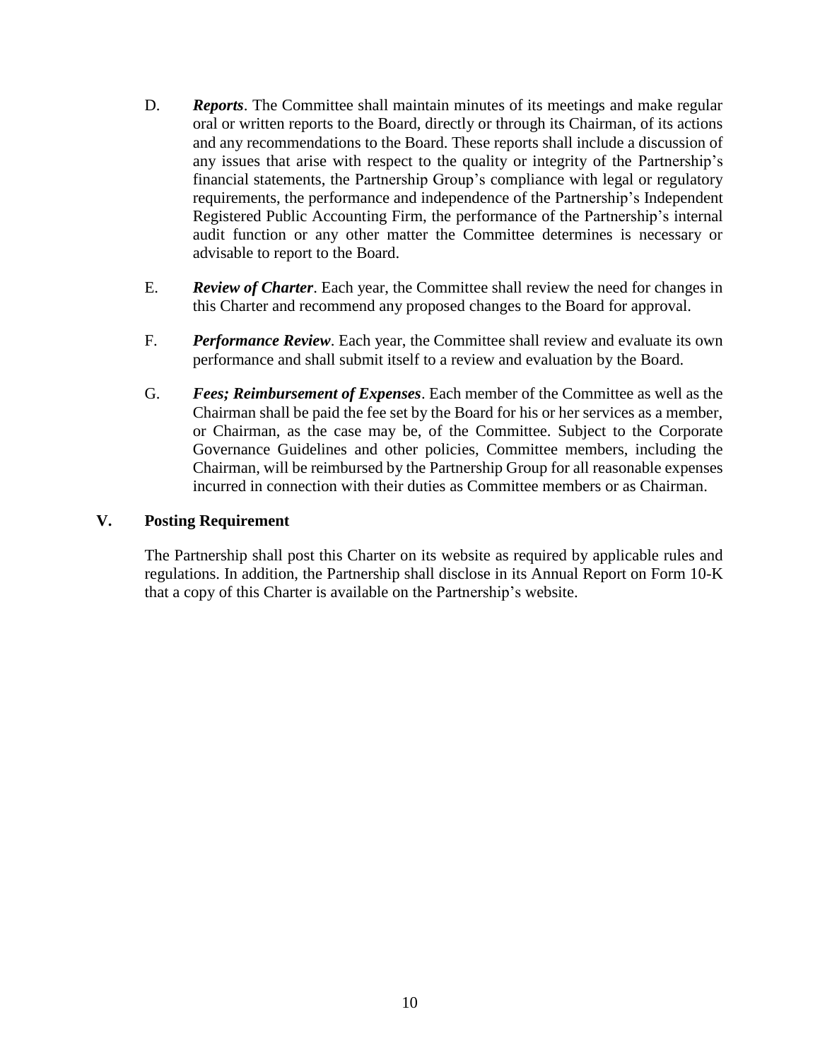D. ***Reports***. The Committee shall maintain minutes of its meetings and make regular oral or written reports to the Board, directly or through its Chairman, of its actions and any recommendations to the Board. These reports shall include a discussion of any issues that arise with respect to the quality or integrity of the Partnership's financial statements, the Partnership Group's compliance with legal or regulatory requirements, the performance and independence of the Partnership's Independent Registered Public Accounting Firm, the performance of the Partnership's internal audit function or any other matter the Committee determines is necessary or advisable to report to the Board.

E. ***Review of Charter***. Each year, the Committee shall review the need for changes in this Charter and recommend any proposed changes to the Board for approval.

F. ***Performance Review***. Each year, the Committee shall review and evaluate its own performance and shall submit itself to a review and evaluation by the Board.

G. ***Fees; Reimbursement of Expenses***. Each member of the Committee as well as the Chairman shall be paid the fee set by the Board for his or her services as a member, or Chairman, as the case may be, of the Committee. Subject to the Corporate Governance Guidelines and other policies, Committee members, including the Chairman, will be reimbursed by the Partnership Group for all reasonable expenses incurred in connection with their duties as Committee members or as Chairman.

## V. Posting Requirement

The Partnership shall post this Charter on its website as required by applicable rules and regulations. In addition, the Partnership shall disclose in its Annual Report on Form 10-K that a copy of this Charter is available on the Partnership's website.